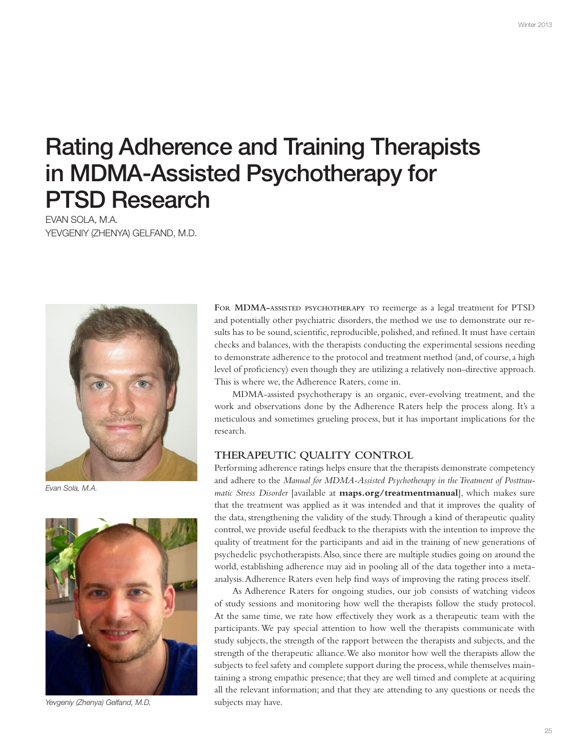# Rating Adherence and Training Therapists in MDMA-Assisted Psychotherapy for PTSD Research

EVAN SOLA, M.A.
YEVGENIY (ZHENYA) GELFAND, M.D.

Evan Sola, M.A.

Yevgeniy (Zhenya) Gelfand, M.D.

For MDMA-assisted psychotherapy to reemerge as a legal treatment for PTSD and potentially other psychiatric disorders, the method we use to demonstrate our results has to be sound, scientific, reproducible, polished, and refined. It must have certain checks and balances, with the therapists conducting the experimental sessions needing to demonstrate adherence to the protocol and treatment method (and, of course, a high level of proficiency) even though they are utilizing a relatively non-directive approach. This is where we, the Adherence Raters, come in.

MDMA-assisted psychotherapy is an organic, ever-evolving treatment, and the work and observations done by the Adherence Raters help the process along. It's a meticulous and sometimes grueling process, but it has important implications for the research.

## THERAPEUTIC QUALITY CONTROL

Performing adherence ratings helps ensure that the therapists demonstrate competency and adhere to the *Manual for MDMA-Assisted Psychotherapy in the Treatment of Posttraumatic Stress Disorder* [available at **maps.org/treatmentmanual**], which makes sure that the treatment was applied as it was intended and that it improves the quality of the data, strengthening the validity of the study. Through a kind of therapeutic quality control, we provide useful feedback to the therapists with the intention to improve the quality of treatment for the participants and aid in the training of new generations of psychedelic psychotherapists. Also, since there are multiple studies going on around the world, establishing adherence may aid in pooling all of the data together into a meta-analysis. Adherence Raters even help find ways of improving the rating process itself.

As Adherence Raters for ongoing studies, our job consists of watching videos of study sessions and monitoring how well the therapists follow the study protocol. At the same time, we rate how effectively they work as a therapeutic team with the participants. We pay special attention to how well the therapists communicate with study subjects, the strength of the rapport between the therapists and subjects, and the strength of the therapeutic alliance. We also monitor how well the therapists allow the subjects to feel safety and complete support during the process, while themselves maintaining a strong empathic presence; that they are well timed and complete at acquiring all the relevant information; and that they are attending to any questions or needs the subjects may have.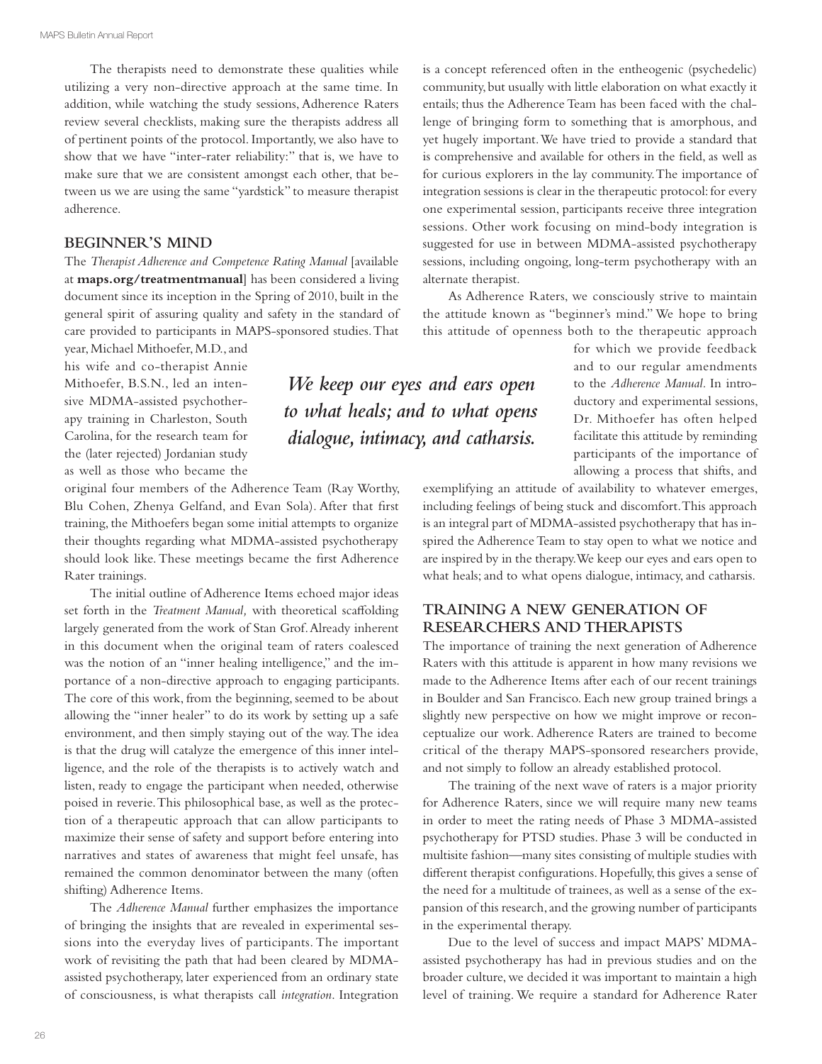The therapists need to demonstrate these qualities while utilizing a very non-directive approach at the same time. In addition, while watching the study sessions, Adherence Raters review several checklists, making sure the therapists address all of pertinent points of the protocol. Importantly, we also have to show that we have "inter-rater reliability:" that is, we have to make sure that we are consistent amongst each other, that between us we are using the same "yardstick" to measure therapist adherence.

## BEGINNER'S MIND

The *Therapist Adherence and Competence Rating Manual* [available at **maps.org/treatmentmanual**] has been considered a living document since its inception in the Spring of 2010, built in the general spirit of assuring quality and safety in the standard of care provided to participants in MAPS-sponsored studies. That year, Michael Mithoefer, M.D., and his wife and co-therapist Annie Mithoefer, B.S.N., led an intensive MDMA-assisted psychotherapy training in Charleston, South Carolina, for the research team for the (later rejected) Jordanian study as well as those who became the original four members of the Adherence Team (Ray Worthy, Blu Cohen, Zhenya Gelfand, and Evan Sola). After that first training, the Mithoefers began some initial attempts to organize their thoughts regarding what MDMA-assisted psychotherapy should look like. These meetings became the first Adherence Rater trainings.

The initial outline of Adherence Items echoed major ideas set forth in the *Treatment Manual,* with theoretical scaffolding largely generated from the work of Stan Grof. Already inherent in this document when the original team of raters coalesced was the notion of an "inner healing intelligence," and the importance of a non-directive approach to engaging participants. The core of this work, from the beginning, seemed to be about allowing the "inner healer" to do its work by setting up a safe environment, and then simply staying out of the way. The idea is that the drug will catalyze the emergence of this inner intelligence, and the role of the therapists is to actively watch and listen, ready to engage the participant when needed, otherwise poised in reverie. This philosophical base, as well as the protection of a therapeutic approach that can allow participants to maximize their sense of safety and support before entering into narratives and states of awareness that might feel unsafe, has remained the common denominator between the many (often shifting) Adherence Items.

The *Adherence Manual* further emphasizes the importance of bringing the insights that are revealed in experimental sessions into the everyday lives of participants. The important work of revisiting the path that had been cleared by MDMA-assisted psychotherapy, later experienced from an ordinary state of consciousness, is what therapists call *integration*. Integration is a concept referenced often in the entheogenic (psychedelic) community, but usually with little elaboration on what exactly it entails; thus the Adherence Team has been faced with the challenge of bringing form to something that is amorphous, and yet hugely important. We have tried to provide a standard that is comprehensive and available for others in the field, as well as for curious explorers in the lay community. The importance of integration sessions is clear in the therapeutic protocol: for every one experimental session, participants receive three integration sessions. Other work focusing on mind-body integration is suggested for use in between MDMA-assisted psychotherapy sessions, including ongoing, long-term psychotherapy with an alternate therapist.

As Adherence Raters, we consciously strive to maintain the attitude known as "beginner's mind." We hope to bring this attitude of openness both to the therapeutic approach for which we provide feedback and to our regular amendments to the *Adherence Manual*. In introductory and experimental sessions, Dr. Mithoefer has often helped facilitate this attitude by reminding participants of the importance of allowing a process that shifts, and exemplifying an attitude of availability to whatever emerges, including feelings of being stuck and discomfort. This approach is an integral part of MDMA-assisted psychotherapy that has inspired the Adherence Team to stay open to what we notice and are inspired by in the therapy. We keep our eyes and ears open to what heals; and to what opens dialogue, intimacy, and catharsis.

> *We keep our eyes and ears open to what heals; and to what opens dialogue, intimacy, and catharsis.*

## TRAINING A NEW GENERATION OF RESEARCHERS AND THERAPISTS

The importance of training the next generation of Adherence Raters with this attitude is apparent in how many revisions we made to the Adherence Items after each of our recent trainings in Boulder and San Francisco. Each new group trained brings a slightly new perspective on how we might improve or reconceptualize our work. Adherence Raters are trained to become critical of the therapy MAPS-sponsored researchers provide, and not simply to follow an already established protocol.

The training of the next wave of raters is a major priority for Adherence Raters, since we will require many new teams in order to meet the rating needs of Phase 3 MDMA-assisted psychotherapy for PTSD studies. Phase 3 will be conducted in multisite fashion—many sites consisting of multiple studies with different therapist configurations. Hopefully, this gives a sense of the need for a multitude of trainees, as well as a sense of the expansion of this research, and the growing number of participants in the experimental therapy.

Due to the level of success and impact MAPS' MDMA-assisted psychotherapy has had in previous studies and on the broader culture, we decided it was important to maintain a high level of training. We require a standard for Adherence Rater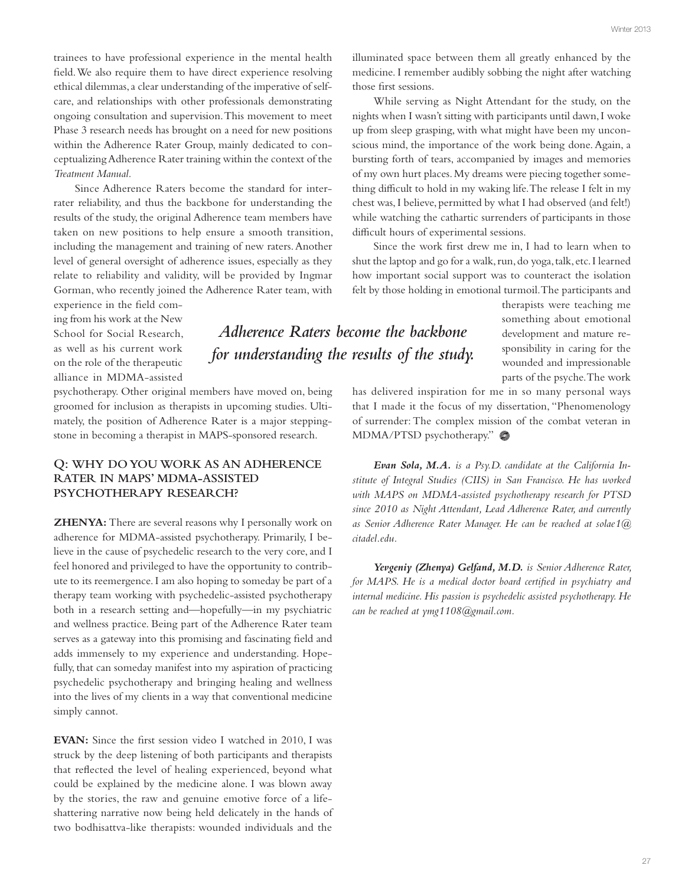trainees to have professional experience in the mental health field. We also require them to have direct experience resolving ethical dilemmas, a clear understanding of the imperative of self-care, and relationships with other professionals demonstrating ongoing consultation and supervision. This movement to meet Phase 3 research needs has brought on a need for new positions within the Adherence Rater Group, mainly dedicated to conceptualizing Adherence Rater training within the context of the *Treatment Manual*.

Since Adherence Raters become the standard for inter-rater reliability, and thus the backbone for understanding the results of the study, the original Adherence team members have taken on new positions to help ensure a smooth transition, including the management and training of new raters. Another level of general oversight of adherence issues, especially as they relate to reliability and validity, will be provided by Ingmar Gorman, who recently joined the Adherence Rater team, with experience in the field coming from his work at the New School for Social Research, as well as his current work on the role of the therapeutic alliance in MDMA-assisted psychotherapy. Other original members have moved on, being groomed for inclusion as therapists in upcoming studies. Ultimately, the position of Adherence Rater is a major stepping-stone in becoming a therapist in MAPS-sponsored research.

*Adherence Raters become the backbone for understanding the results of the study.*

## Q: WHY DO YOU WORK AS AN ADHERENCE RATER IN MAPS' MDMA-ASSISTED PSYCHOTHERAPY RESEARCH?

**ZHENYA:** There are several reasons why I personally work on adherence for MDMA-assisted psychotherapy. Primarily, I believe in the cause of psychedelic research to the very core, and I feel honored and privileged to have the opportunity to contribute to its reemergence. I am also hoping to someday be part of a therapy team working with psychedelic-assisted psychotherapy both in a research setting and—hopefully—in my psychiatric and wellness practice. Being part of the Adherence Rater team serves as a gateway into this promising and fascinating field and adds immensely to my experience and understanding. Hopefully, that can someday manifest into my aspiration of practicing psychedelic psychotherapy and bringing healing and wellness into the lives of my clients in a way that conventional medicine simply cannot.

**EVAN:** Since the first session video I watched in 2010, I was struck by the deep listening of both participants and therapists that reflected the level of healing experienced, beyond what could be explained by the medicine alone. I was blown away by the stories, the raw and genuine emotive force of a life-shattering narrative now being held delicately in the hands of two bodhisattva-like therapists: wounded individuals and the illuminated space between them all greatly enhanced by the medicine. I remember audibly sobbing the night after watching those first sessions.

While serving as Night Attendant for the study, on the nights when I wasn't sitting with participants until dawn, I woke up from sleep grasping, with what might have been my unconscious mind, the importance of the work being done. Again, a bursting forth of tears, accompanied by images and memories of my own hurt places. My dreams were piecing together something difficult to hold in my waking life. The release I felt in my chest was, I believe, permitted by what I had observed (and felt!) while watching the cathartic surrenders of participants in those difficult hours of experimental sessions.

Since the work first drew me in, I had to learn when to shut the laptop and go for a walk, run, do yoga, talk, etc. I learned how important social support was to counteract the isolation felt by those holding in emotional turmoil. The participants and therapists were teaching me something about emotional development and mature responsibility in caring for the wounded and impressionable parts of the psyche. The work has delivered inspiration for me in so many personal ways that I made it the focus of my dissertation, "Phenomenology of surrender: The complex mission of the combat veteran in MDMA/PTSD psychotherapy."

***Evan Sola, M.A.*** *is a Psy.D. candidate at the California Institute of Integral Studies (CIIS) in San Francisco. He has worked with MAPS on MDMA-assisted psychotherapy research for PTSD since 2010 as Night Attendant, Lead Adherence Rater, and currently as Senior Adherence Rater Manager. He can be reached at solae1@citadel.edu.*

***Yevgeniy (Zhenya) Gelfand, M.D.*** *is Senior Adherence Rater, for MAPS. He is a medical doctor board certified in psychiatry and internal medicine. His passion is psychedelic assisted psychotherapy. He can be reached at ymg1108@gmail.com.*